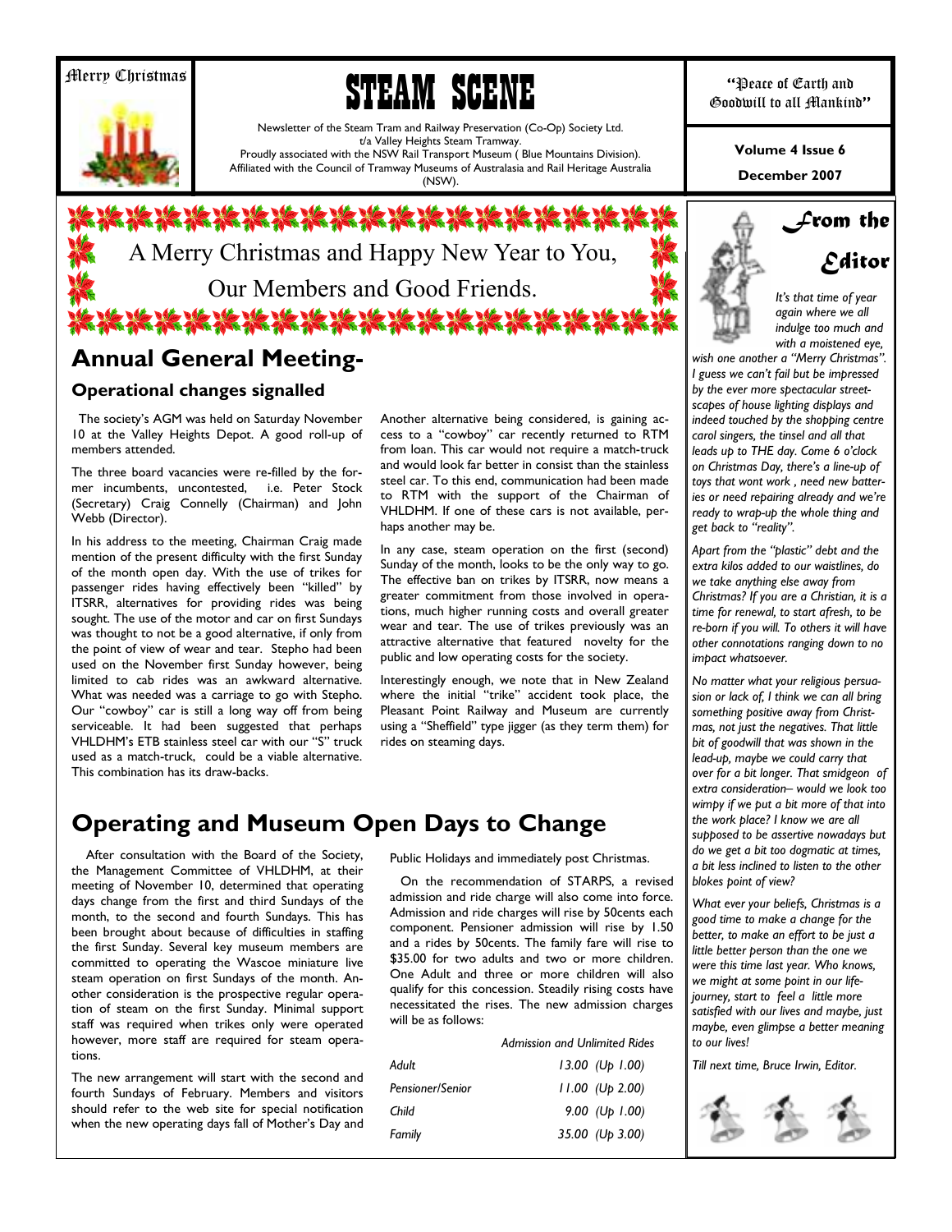Merry Christmas

# STEAM SCENE

Newsletter of the Steam Tram and Railway Preservation (Co-Op) Society Ltd.
t/a Valley Heights Steam Tramway.
Proudly associated with the NSW Rail Transport Museum ( Blue Mountains Division).
Affiliated with the Council of Tramway Museums of Australasia and Rail Heritage Australia (NSW).

"Peace of Earth and Goodwill to all Mankind"

**Volume 4 Issue 6**

**December 2007**

A Merry Christmas and Happy New Year to You, Our Members and Good Friends.

## Annual General Meeting-

### Operational changes signalled

The society's AGM was held on Saturday November 10 at the Valley Heights Depot. A good roll-up of members attended.

The three board vacancies were re-filled by the former incumbents, uncontested, i.e. Peter Stock (Secretary) Craig Connelly (Chairman) and John Webb (Director).

In his address to the meeting, Chairman Craig made mention of the present difficulty with the first Sunday of the month open day. With the use of trikes for passenger rides having effectively been "killed" by ITSRR, alternatives for providing rides was being sought. The use of the motor and car on first Sundays was thought to not be a good alternative, if only from the point of view of wear and tear. Stepho had been used on the November first Sunday however, being limited to cab rides was an awkward alternative. What was needed was a carriage to go with Stepho. Our "cowboy" car is still a long way off from being serviceable. It had been suggested that perhaps VHLDHM's ETB stainless steel car with our "S" truck used as a match-truck, could be a viable alternative. This combination has its draw-backs.

Another alternative being considered, is gaining access to a "cowboy" car recently returned to RTM from loan. This car would not require a match-truck and would look far better in consist than the stainless steel car. To this end, communication had been made to RTM with the support of the Chairman of VHLDHM. If one of these cars is not available, perhaps another may be.

In any case, steam operation on the first (second) Sunday of the month, looks to be the only way to go. The effective ban on trikes by ITSRR, now means a greater commitment from those involved in operations, much higher running costs and overall greater wear and tear. The use of trikes previously was an attractive alternative that featured novelty for the public and low operating costs for the society.

Interestingly enough, we note that in New Zealand where the initial "trike" accident took place, the Pleasant Point Railway and Museum are currently using a "Sheffield" type jigger (as they term them) for rides on steaming days.

## Operating and Museum Open Days to Change

After consultation with the Board of the Society, the Management Committee of VHLDHM, at their meeting of November 10, determined that operating days change from the first and third Sundays of the month, to the second and fourth Sundays. This has been brought about because of difficulties in staffing the first Sunday. Several key museum members are committed to operating the Wascoe miniature live steam operation on first Sundays of the month. Another consideration is the prospective regular operation of steam on the first Sunday. Minimal support staff was required when trikes only were operated however, more staff are required for steam operations.

The new arrangement will start with the second and fourth Sundays of February. Members and visitors should refer to the web site for special notification when the new operating days fall of Mother's Day and Public Holidays and immediately post Christmas.

On the recommendation of STARPS, a revised admission and ride charge will also come into force. Admission and ride charges will rise by 50cents each component. Pensioner admission will rise by 1.50 and a rides by 50cents. The family fare will rise to $35.00 for two adults and two or more children. One Adult and three or more children will also qualify for this concession. Steadily rising costs have necessitated the rises. The new admission charges will be as follows:

| | *Admission and Unlimited Rides* |
|---|---|
| *Adult* | *13.00 (Up 1.00)* |
| *Pensioner/Senior* | *11.00 (Up 2.00)* |
| *Child* | *9.00 (Up 1.00)* |
| *Family* | *35.00 (Up 3.00)* |

## From the Editor

*It's that time of year again where we all indulge too much and with a moistened eye, wish one another a "Merry Christmas". I guess we can't fail but be impressed by the ever more spectacular street-scapes of house lighting displays and indeed touched by the shopping centre carol singers, the tinsel and all that leads up to THE day. Come 6 o'clock on Christmas Day, there's a line-up of toys that wont work , need new batteries or need repairing already and we're ready to wrap-up the whole thing and get back to "reality".*

*Apart from the "plastic" debt and the extra kilos added to our waistlines, do we take anything else away from Christmas? If you are a Christian, it is a time for renewal, to start afresh, to be re-born if you will. To others it will have other connotations ranging down to no impact whatsoever.*

*No matter what your religious persuasion or lack of, I think we can all bring something positive away from Christmas, not just the negatives. That little bit of goodwill that was shown in the lead-up, maybe we could carry that over for a bit longer. That smidgeon of extra consideration– would we look too wimpy if we put a bit more of that into the work place? I know we are all supposed to be assertive nowadays but do we get a bit too dogmatic at times, a bit less inclined to listen to the other blokes point of view?*

*What ever your beliefs, Christmas is a good time to make a change for the better, to make an effort to be just a little better person than the one we were this time last year. Who knows, we might at some point in our life-journey, start to feel a little more satisfied with our lives and maybe, just maybe, even glimpse a better meaning to our lives!*

*Till next time, Bruce Irwin, Editor.*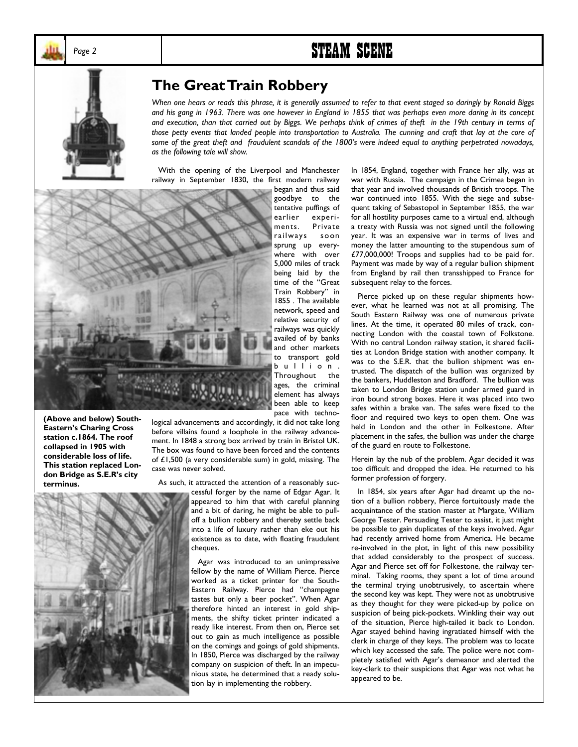## The Great Train Robbery

*When one hears or reads this phrase, it is generally assumed to refer to that event staged so daringly by Ronald Biggs and his gang in 1963. There was one however in England in 1855 that was perhaps even more daring in its concept and execution, than that carried out by Biggs. We perhaps think of crimes of theft in the 19th century in terms of those petty events that landed people into transportation to Australia. The cunning and craft that lay at the core of some of the great theft and fraudulent scandals of the 1800's were indeed equal to anything perpetrated nowadays, as the following tale will show.*

With the opening of the Liverpool and Manchester railway in September 1830, the first modern railway began and thus said goodbye to the tentative puffings of earlier experiments. Private railways soon sprung up everywhere with over 5,000 miles of track being laid by the time of the "Great Train Robbery" in 1855 . The available network, speed and relative security of railways was quickly availed of by banks and other markets to transport gold bullion. Throughout the ages, the criminal element has always been able to keep pace with technological advancements and accordingly, it did not take long before villains found a loophole in the railway advancement. In 1848 a strong box arrived by train in Bristol UK. The box was found to have been forced and the contents of £1,500 (a very considerable sum) in gold, missing. The case was never solved.

**(Above and below) South-Eastern's Charing Cross station c.1864. The roof collapsed in 1905 with considerable loss of life. This station replaced London Bridge as S.E.R's city terminus.**

As such, it attracted the attention of a reasonably successful forger by the name of Edgar Agar. It appeared to him that with careful planning and a bit of daring, he might be able to pull-off a bullion robbery and thereby settle back into a life of luxury rather than eke out his existence as to date, with floating fraudulent cheques.

Agar was introduced to an unimpressive fellow by the name of William Pierce. Pierce worked as a ticket printer for the South-Eastern Railway. Pierce had "champagne tastes but only a beer pocket". When Agar therefore hinted an interest in gold shipments, the shifty ticket printer indicated a ready like interest. From then on, Pierce set out to gain as much intelligence as possible on the comings and goings of gold shipments. In 1850, Pierce was discharged by the railway company on suspicion of theft. In an impecunious state, he determined that a ready solution lay in implementing the robbery.

In 1854, England, together with France her ally, was at war with Russia. The campaign in the Crimea began in that year and involved thousands of British troops. The war continued into 1855. With the siege and subsequent taking of Sebastopol in September 1855, the war for all hostility purposes came to a virtual end, although a treaty with Russia was not signed until the following year. It was an expensive war in terms of lives and money the latter amounting to the stupendous sum of £77,000,000! Troops and supplies had to be paid for. Payment was made by way of a regular bullion shipment from England by rail then transshipped to France for subsequent relay to the forces.

Pierce picked up on these regular shipments however, what he learned was not at all promising. The South Eastern Railway was one of numerous private lines. At the time, it operated 80 miles of track, connecting London with the coastal town of Folkstone. With no central London railway station, it shared facilities at London Bridge station with another company. It was to the S.E.R. that the bullion shipment was entrusted. The dispatch of the bullion was organized by the bankers, Huddleston and Bradford. The bullion was taken to London Bridge station under armed guard in iron bound strong boxes. Here it was placed into two safes within a brake van. The safes were fixed to the floor and required two keys to open them. One was held in London and the other in Folkestone. After placement in the safes, the bullion was under the charge of the guard en route to Folkestone.

Herein lay the nub of the problem. Agar decided it was too difficult and dropped the idea. He returned to his former profession of forgery.

In 1854, six years after Agar had dreamt up the notion of a bullion robbery, Pierce fortuitously made the acquaintance of the station master at Margate, William George Tester. Persuading Tester to assist, it just might be possible to gain duplicates of the keys involved. Agar had recently arrived home from America. He became re-involved in the plot, in light of this new possibility that added considerably to the prospect of success. Agar and Pierce set off for Folkestone, the railway terminal. Taking rooms, they spent a lot of time around the terminal trying unobtrusively, to ascertain where the second key was kept. They were not as unobtrusive as they thought for they were picked-up by police on suspicion of being pick-pockets. Winkling their way out of the situation, Pierce high-tailed it back to London. Agar stayed behind having ingratiated himself with the clerk in charge of they keys. The problem was to locate which key accessed the safe. The police were not completely satisfied with Agar's demeanor and alerted the key-clerk to their suspicions that Agar was not what he appeared to be.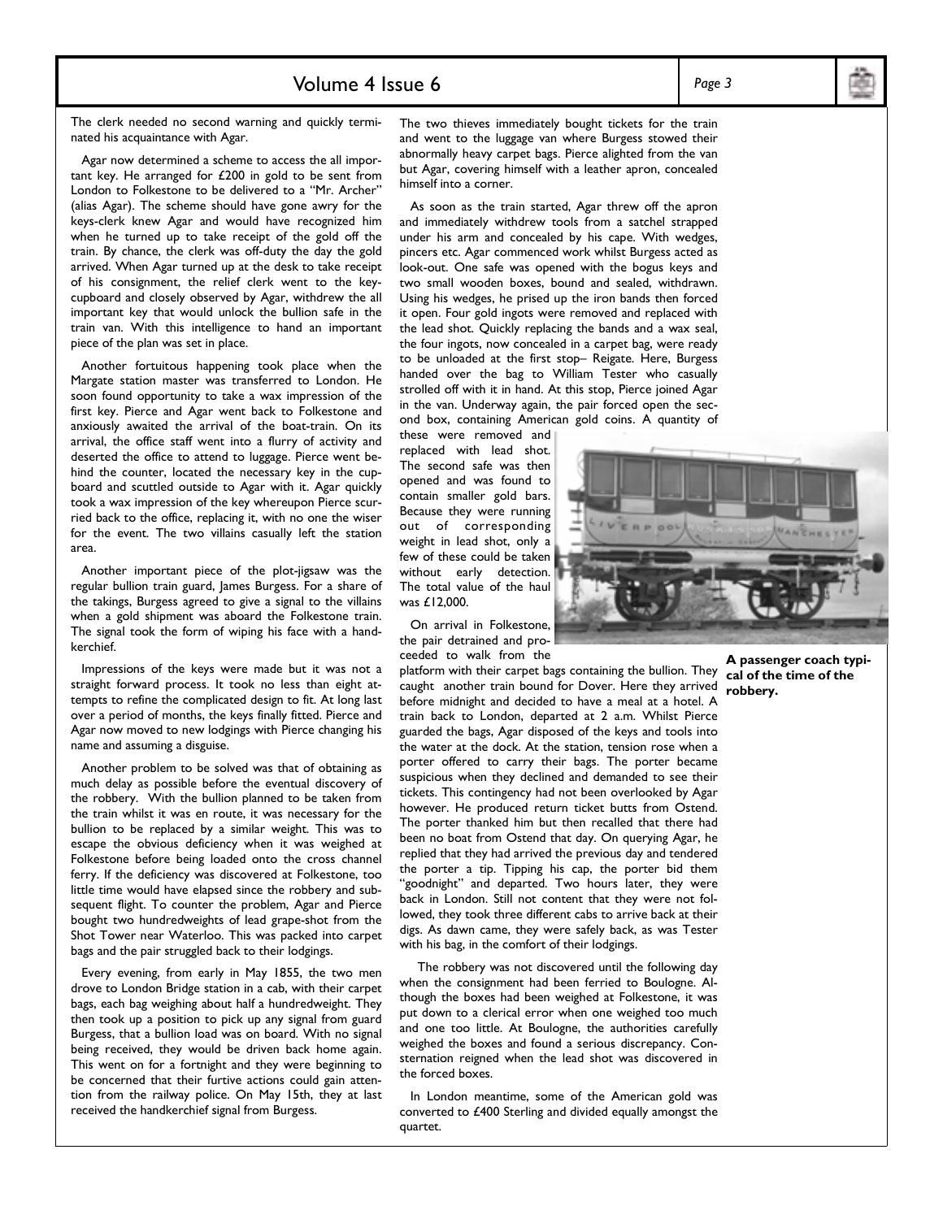The clerk needed no second warning and quickly terminated his acquaintance with Agar.

Agar now determined a scheme to access the all important key. He arranged for £200 in gold to be sent from London to Folkestone to be delivered to a "Mr. Archer" (alias Agar). The scheme should have gone awry for the keys-clerk knew Agar and would have recognized him when he turned up to take receipt of the gold off the train. By chance, the clerk was off-duty the day the gold arrived. When Agar turned up at the desk to take receipt of his consignment, the relief clerk went to the key-cupboard and closely observed by Agar, withdrew the all important key that would unlock the bullion safe in the train van. With this intelligence to hand an important piece of the plan was set in place.

Another fortuitous happening took place when the Margate station master was transferred to London. He soon found opportunity to take a wax impression of the first key. Pierce and Agar went back to Folkestone and anxiously awaited the arrival of the boat-train. On its arrival, the office staff went into a flurry of activity and deserted the office to attend to luggage. Pierce went behind the counter, located the necessary key in the cupboard and scuttled outside to Agar with it. Agar quickly took a wax impression of the key whereupon Pierce scurried back to the office, replacing it, with no one the wiser for the event. The two villains casually left the station area.

Another important piece of the plot-jigsaw was the regular bullion train guard, James Burgess. For a share of the takings, Burgess agreed to give a signal to the villains when a gold shipment was aboard the Folkestone train. The signal took the form of wiping his face with a handkerchief.

Impressions of the keys were made but it was not a straight forward process. It took no less than eight attempts to refine the complicated design to fit. At long last over a period of months, the keys finally fitted. Pierce and Agar now moved to new lodgings with Pierce changing his name and assuming a disguise.

Another problem to be solved was that of obtaining as much delay as possible before the eventual discovery of the robbery. With the bullion planned to be taken from the train whilst it was en route, it was necessary for the bullion to be replaced by a similar weight. This was to escape the obvious deficiency when it was weighed at Folkestone before being loaded onto the cross channel ferry. If the deficiency was discovered at Folkestone, too little time would have elapsed since the robbery and subsequent flight. To counter the problem, Agar and Pierce bought two hundredweights of lead grape-shot from the Shot Tower near Waterloo. This was packed into carpet bags and the pair struggled back to their lodgings.

Every evening, from early in May 1855, the two men drove to London Bridge station in a cab, with their carpet bags, each bag weighing about half a hundredweight. They then took up a position to pick up any signal from guard Burgess, that a bullion load was on board. With no signal being received, they would be driven back home again. This went on for a fortnight and they were beginning to be concerned that their furtive actions could gain attention from the railway police. On May 15th, they at last received the handkerchief signal from Burgess.

The two thieves immediately bought tickets for the train and went to the luggage van where Burgess stowed their abnormally heavy carpet bags. Pierce alighted from the van but Agar, covering himself with a leather apron, concealed himself into a corner.

As soon as the train started, Agar threw off the apron and immediately withdrew tools from a satchel strapped under his arm and concealed by his cape. With wedges, pincers etc. Agar commenced work whilst Burgess acted as look-out. One safe was opened with the bogus keys and two small wooden boxes, bound and sealed, withdrawn. Using his wedges, he prised up the iron bands then forced it open. Four gold ingots were removed and replaced with the lead shot. Quickly replacing the bands and a wax seal, the four ingots, now concealed in a carpet bag, were ready to be unloaded at the first stop– Reigate. Here, Burgess handed over the bag to William Tester who casually strolled off with it in hand. At this stop, Pierce joined Agar in the van. Underway again, the pair forced open the second box, containing American gold coins. A quantity of these were removed and replaced with lead shot. The second safe was then opened and was found to contain smaller gold bars. Because they were running out of corresponding weight in lead shot, only a few of these could be taken without early detection. The total value of the haul was £12,000.

On arrival in Folkestone, the pair detrained and proceeded to walk from the platform with their carpet bags containing the bullion. They caught another train bound for Dover. Here they arrived before midnight and decided to have a meal at a hotel. A train back to London, departed at 2 a.m. Whilst Pierce guarded the bags, Agar disposed of the keys and tools into the water at the dock. At the station, tension rose when a porter offered to carry their bags. The porter became suspicious when they declined and demanded to see their tickets. This contingency had not been overlooked by Agar however. He produced return ticket butts from Ostend. The porter thanked him but then recalled that there had been no boat from Ostend that day. On querying Agar, he replied that they had arrived the previous day and tendered the porter a tip. Tipping his cap, the porter bid them "goodnight" and departed. Two hours later, they were back in London. Still not content that they were not followed, they took three different cabs to arrive back at their digs. As dawn came, they were safely back, as was Tester with his bag, in the comfort of their lodgings.

The robbery was not discovered until the following day when the consignment had been ferried to Boulogne. Although the boxes had been weighed at Folkestone, it was put down to a clerical error when one weighed too much and one too little. At Boulogne, the authorities carefully weighed the boxes and found a serious discrepancy. Consternation reigned when the lead shot was discovered in the forced boxes.

In London meantime, some of the American gold was converted to £400 Sterling and divided equally amongst the quartet.

**A passenger coach typical of the time of the robbery.**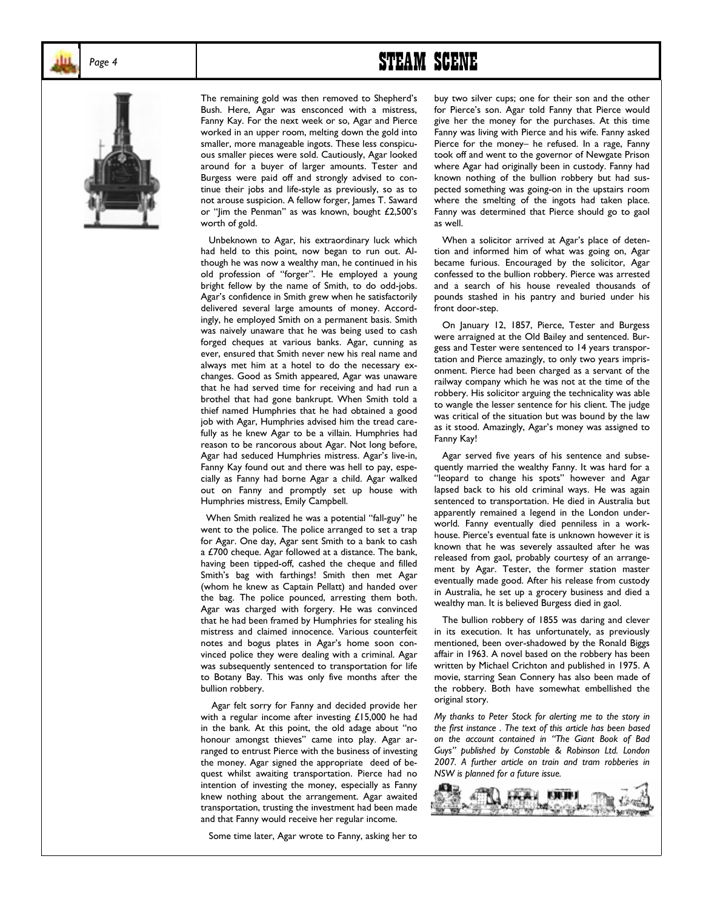The remaining gold was then removed to Shepherd's Bush. Here, Agar was ensconced with a mistress, Fanny Kay. For the next week or so, Agar and Pierce worked in an upper room, melting down the gold into smaller, more manageable ingots. These less conspicuous smaller pieces were sold. Cautiously, Agar looked around for a buyer of larger amounts. Tester and Burgess were paid off and strongly advised to continue their jobs and life-style as previously, so as to not arouse suspicion. A fellow forger, James T. Saward or "Jim the Penman" as was known, bought £2,500's worth of gold.

Unbeknown to Agar, his extraordinary luck which had held to this point, now began to run out. Although he was now a wealthy man, he continued in his old profession of "forger". He employed a young bright fellow by the name of Smith, to do odd-jobs. Agar's confidence in Smith grew when he satisfactorily delivered several large amounts of money. Accordingly, he employed Smith on a permanent basis. Smith was naively unaware that he was being used to cash forged cheques at various banks. Agar, cunning as ever, ensured that Smith never new his real name and always met him at a hotel to do the necessary exchanges. Good as Smith appeared, Agar was unaware that he had served time for receiving and had run a brothel that had gone bankrupt. When Smith told a thief named Humphries that he had obtained a good job with Agar, Humphries advised him the tread carefully as he knew Agar to be a villain. Humphries had reason to be rancorous about Agar. Not long before, Agar had seduced Humphries mistress. Agar's live-in, Fanny Kay found out and there was hell to pay, especially as Fanny had borne Agar a child. Agar walked out on Fanny and promptly set up house with Humphries mistress, Emily Campbell.

When Smith realized he was a potential "fall-guy" he went to the police. The police arranged to set a trap for Agar. One day, Agar sent Smith to a bank to cash a £700 cheque. Agar followed at a distance. The bank, having been tipped-off, cashed the cheque and filled Smith's bag with farthings! Smith then met Agar (whom he knew as Captain Pellatt) and handed over the bag. The police pounced, arresting them both. Agar was charged with forgery. He was convinced that he had been framed by Humphries for stealing his mistress and claimed innocence. Various counterfeit notes and bogus plates in Agar's home soon convinced police they were dealing with a criminal. Agar was subsequently sentenced to transportation for life to Botany Bay. This was only five months after the bullion robbery.

Agar felt sorry for Fanny and decided provide her with a regular income after investing £15,000 he had in the bank. At this point, the old adage about "no honour amongst thieves" came into play. Agar arranged to entrust Pierce with the business of investing the money. Agar signed the appropriate deed of bequest whilst awaiting transportation. Pierce had no intention of investing the money, especially as Fanny knew nothing about the arrangement. Agar awaited transportation, trusting the investment had been made and that Fanny would receive her regular income.

Some time later, Agar wrote to Fanny, asking her to buy two silver cups; one for their son and the other for Pierce's son. Agar told Fanny that Pierce would give her the money for the purchases. At this time Fanny was living with Pierce and his wife. Fanny asked Pierce for the money– he refused. In a rage, Fanny took off and went to the governor of Newgate Prison where Agar had originally been in custody. Fanny had known nothing of the bullion robbery but had suspected something was going-on in the upstairs room where the smelting of the ingots had taken place. Fanny was determined that Pierce should go to gaol as well.

When a solicitor arrived at Agar's place of detention and informed him of what was going on, Agar became furious. Encouraged by the solicitor, Agar confessed to the bullion robbery. Pierce was arrested and a search of his house revealed thousands of pounds stashed in his pantry and buried under his front door-step.

On January 12, 1857, Pierce, Tester and Burgess were arraigned at the Old Bailey and sentenced. Burgess and Tester were sentenced to 14 years transportation and Pierce amazingly, to only two years imprisonment. Pierce had been charged as a servant of the railway company which he was not at the time of the robbery. His solicitor arguing the technicality was able to wangle the lesser sentence for his client. The judge was critical of the situation but was bound by the law as it stood. Amazingly, Agar's money was assigned to Fanny Kay!

Agar served five years of his sentence and subsequently married the wealthy Fanny. It was hard for a "leopard to change his spots" however and Agar lapsed back to his old criminal ways. He was again sentenced to transportation. He died in Australia but apparently remained a legend in the London underworld. Fanny eventually died penniless in a workhouse. Pierce's eventual fate is unknown however it is known that he was severely assaulted after he was released from gaol, probably courtesy of an arrangement by Agar. Tester, the former station master eventually made good. After his release from custody in Australia, he set up a grocery business and died a wealthy man. It is believed Burgess died in gaol.

The bullion robbery of 1855 was daring and clever in its execution. It has unfortunately, as previously mentioned, been over-shadowed by the Ronald Biggs affair in 1963. A novel based on the robbery has been written by Michael Crichton and published in 1975. A movie, starring Sean Connery has also been made of the robbery. Both have somewhat embellished the original story.

*My thanks to Peter Stock for alerting me to the story in the first instance . The text of this article has been based on the account contained in "The Giant Book of Bad Guys" published by Constable & Robinson Ltd. London 2007. A further article on train and tram robberies in NSW is planned for a future issue.*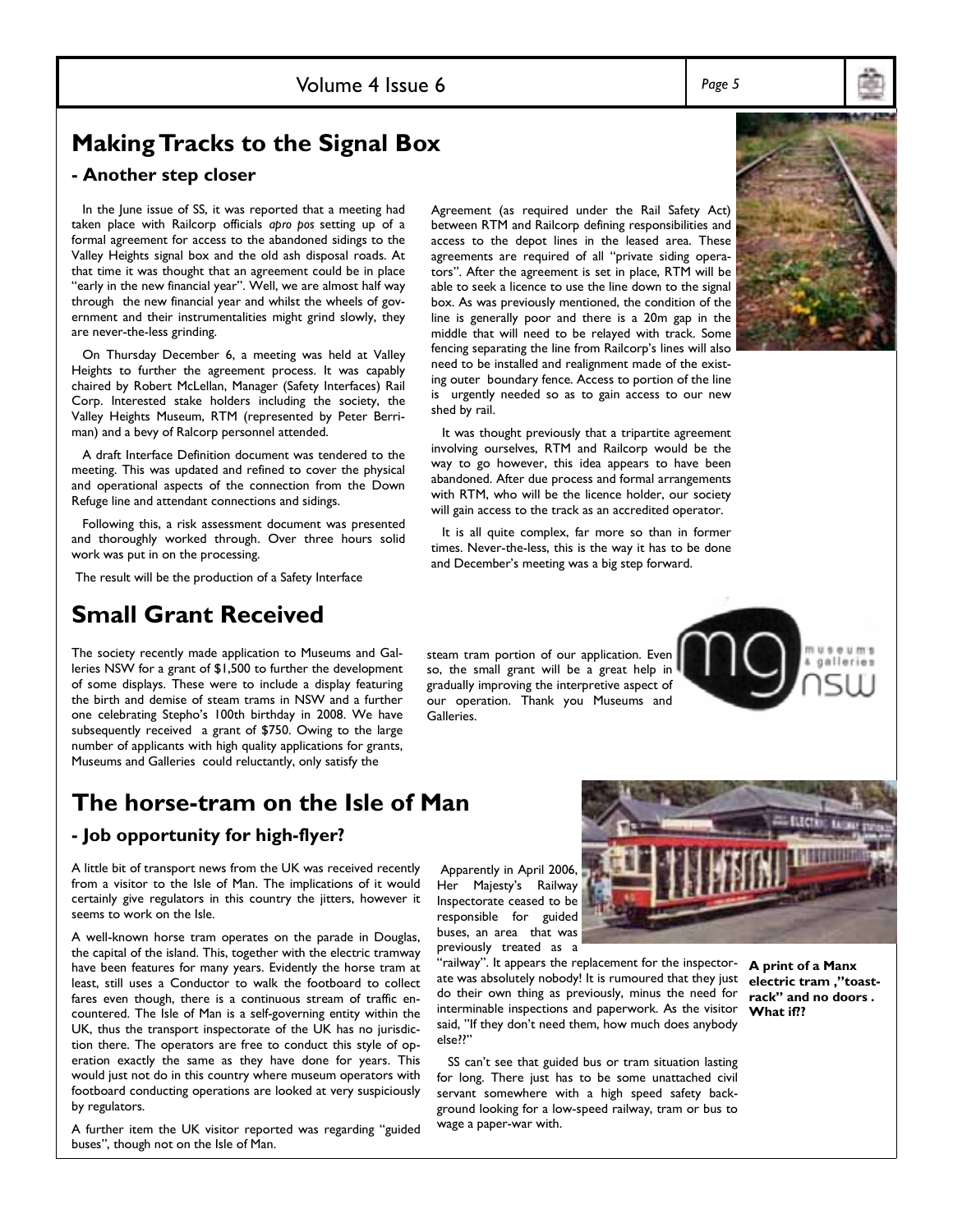## Making Tracks to the Signal Box

### - Another step closer

In the June issue of SS, it was reported that a meeting had taken place with Railcorp officials *apro pos* setting up of a formal agreement for access to the abandoned sidings to the Valley Heights signal box and the old ash disposal roads. At that time it was thought that an agreement could be in place "early in the new financial year". Well, we are almost half way through the new financial year and whilst the wheels of government and their instrumentalities might grind slowly, they are never-the-less grinding.

On Thursday December 6, a meeting was held at Valley Heights to further the agreement process. It was capably chaired by Robert McLellan, Manager (Safety Interfaces) Rail Corp. Interested stake holders including the society, the Valley Heights Museum, RTM (represented by Peter Berriman) and a bevy of Ralcorp personnel attended.

A draft Interface Definition document was tendered to the meeting. This was updated and refined to cover the physical and operational aspects of the connection from the Down Refuge line and attendant connections and sidings.

Following this, a risk assessment document was presented and thoroughly worked through. Over three hours solid work was put in on the processing.

The result will be the production of a Safety Interface Agreement (as required under the Rail Safety Act) between RTM and Railcorp defining responsibilities and access to the depot lines in the leased area. These agreements are required of all "private siding operators". After the agreement is set in place, RTM will be able to seek a licence to use the line down to the signal box. As was previously mentioned, the condition of the line is generally poor and there is a 20m gap in the middle that will need to be relayed with track. Some fencing separating the line from Railcorp's lines will also need to be installed and realignment made of the existing outer boundary fence. Access to portion of the line is urgently needed so as to gain access to our new shed by rail.

It was thought previously that a tripartite agreement involving ourselves, RTM and Railcorp would be the way to go however, this idea appears to have been abandoned. After due process and formal arrangements with RTM, who will be the licence holder, our society will gain access to the track as an accredited operator.

It is all quite complex, far more so than in former times. Never-the-less, this is the way it has to be done and December's meeting was a big step forward.

## Small Grant Received

The society recently made application to Museums and Galleries NSW for a grant of $1,500 to further the development of some displays. These were to include a display featuring the birth and demise of steam trams in NSW and a further one celebrating Stepho's 100th birthday in 2008. We have subsequently received a grant of $750. Owing to the large number of applicants with high quality applications for grants, Museums and Galleries could reluctantly, only satisfy the steam tram portion of our application. Even so, the small grant will be a great help in gradually improving the interpretive aspect of our operation. Thank you Museums and Galleries.

## The horse-tram on the Isle of Man

### - Job opportunity for high-flyer?

A little bit of transport news from the UK was received recently from a visitor to the Isle of Man. The implications of it would certainly give regulators in this country the jitters, however it seems to work on the Isle.

A well-known horse tram operates on the parade in Douglas, the capital of the island. This, together with the electric tramway have been features for many years. Evidently the horse tram at least, still uses a Conductor to walk the footboard to collect fares even though, there is a continuous stream of traffic encountered. The Isle of Man is a self-governing entity within the UK, thus the transport inspectorate of the UK has no jurisdiction there. The operators are free to conduct this style of operation exactly the same as they have done for years. This would just not do in this country where museum operators with footboard conducting operations are looked at very suspiciously by regulators.

A further item the UK visitor reported was regarding "guided buses", though not on the Isle of Man.

Apparently in April 2006, Her Majesty's Railway Inspectorate ceased to be responsible for guided buses, an area that was previously treated as a "railway". It appears the replacement for the inspectorate was absolutely nobody! It is rumoured that they just do their own thing as previously, minus the need for interminable inspections and paperwork. As the visitor said, "If they don't need them, how much does anybody else??"

SS can't see that guided bus or tram situation lasting for long. There just has to be some unattached civil servant somewhere with a high speed safety background looking for a low-speed railway, tram or bus to wage a paper-war with.

**A print of a Manx electric tram ,"toast-rack" and no doors . What if??**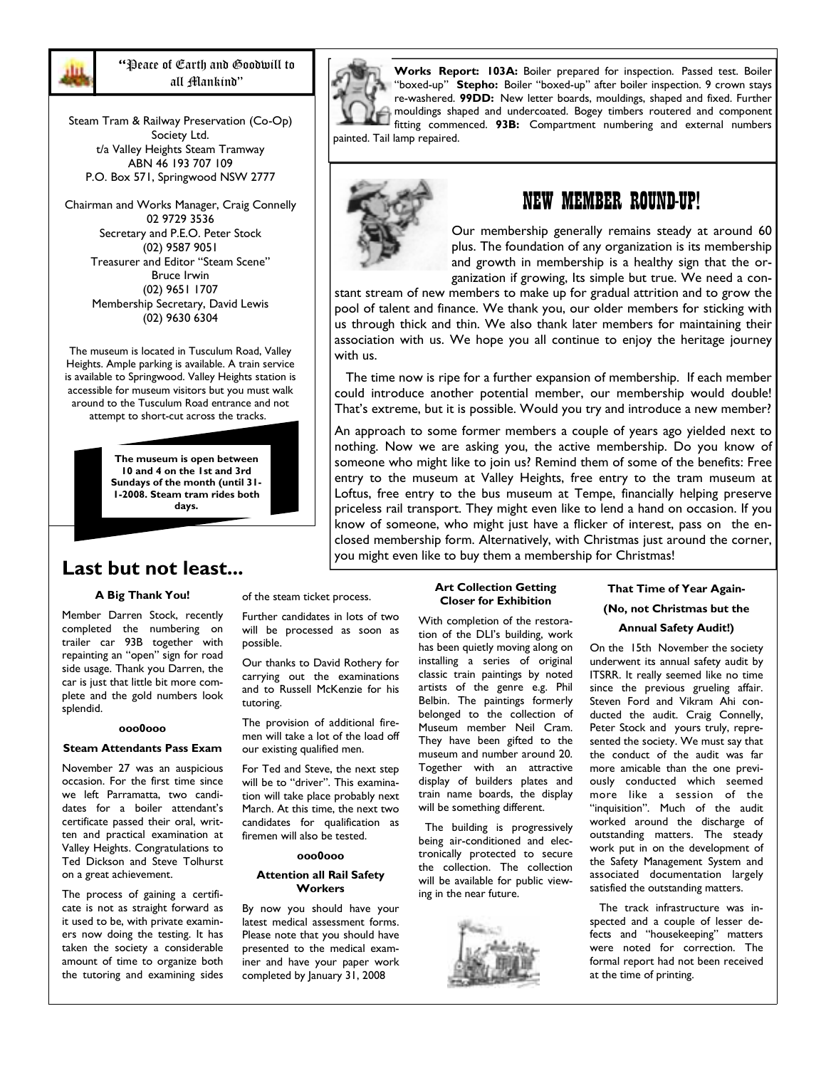"Peace of Earth and Goodwill to all Mankind"

Steam Tram & Railway Preservation (Co-Op) Society Ltd.
t/a Valley Heights Steam Tramway
ABN 46 193 707 109
P.O. Box 571, Springwood NSW 2777

Chairman and Works Manager, Craig Connelly
02 9729 3536
Secretary and P.E.O. Peter Stock
(02) 9587 9051
Treasurer and Editor "Steam Scene"
Bruce Irwin
(02) 9651 1707
Membership Secretary, David Lewis
(02) 9630 6304

The museum is located in Tusculum Road, Valley Heights. Ample parking is available. A train service is available to Springwood. Valley Heights station is accessible for museum visitors but you must walk around to the Tusculum Road entrance and not attempt to short-cut across the tracks.

**The museum is open between 10 and 4 on the 1st and 3rd Sundays of the month (until 31-1-2008. Steam tram rides both days.**

**Works Report: 103A:** Boiler prepared for inspection. Passed test. Boiler "boxed-up" **Stepho:** Boiler "boxed-up" after boiler inspection. 9 crown stays re-washered. **99DD:** New letter boards, mouldings, shaped and fixed. Further mouldings shaped and undercoated. Bogey timbers routered and component fitting commenced. **93B:** Compartment numbering and external numbers painted. Tail lamp repaired.

## NEW MEMBER ROUND-UP!

Our membership generally remains steady at around 60 plus. The foundation of any organization is its membership and growth in membership is a healthy sign that the organization if growing, Its simple but true. We need a constant stream of new members to make up for gradual attrition and to grow the pool of talent and finance. We thank you, our older members for sticking with us through thick and thin. We also thank later members for maintaining their association with us. We hope you all continue to enjoy the heritage journey with us.

The time now is ripe for a further expansion of membership. If each member could introduce another potential member, our membership would double! That's extreme, but it is possible. Would you try and introduce a new member?

An approach to some former members a couple of years ago yielded next to nothing. Now we are asking you, the active membership. Do you know of someone who might like to join us? Remind them of some of the benefits: Free entry to the museum at Valley Heights, free entry to the tram museum at Loftus, free entry to the bus museum at Tempe, financially helping preserve priceless rail transport. They might even like to lend a hand on occasion. If you know of someone, who might just have a flicker of interest, pass on the enclosed membership form. Alternatively, with Christmas just around the corner, you might even like to buy them a membership for Christmas!

# Last but not least...

### A Big Thank You!

Member Darren Stock, recently completed the numbering on trailer car 93B together with repainting an "open" sign for road side usage. Thank you Darren, the car is just that little bit more complete and the gold numbers look splendid.

**ooo0ooo**

### Steam Attendants Pass Exam

November 27 was an auspicious occasion. For the first time since we left Parramatta, two candidates for a boiler attendant's certificate passed their oral, written and practical examination at Valley Heights. Congratulations to Ted Dickson and Steve Tolhurst on a great achievement.

The process of gaining a certificate is not as straight forward as it used to be, with private examiners now doing the testing. It has taken the society a considerable amount of time to organize both the tutoring and examining sides of the steam ticket process.

Further candidates in lots of two will be processed as soon as possible.

Our thanks to David Rothery for carrying out the examinations and to Russell McKenzie for his tutoring.

The provision of additional firemen will take a lot of the load off our existing qualified men.

For Ted and Steve, the next step will be to "driver". This examination will take place probably next March. At this time, the next two candidates for qualification as firemen will also be tested.

**ooo0ooo**

### Attention all Rail Safety Workers

By now you should have your latest medical assessment forms. Please note that you should have presented to the medical examiner and have your paper work completed by January 31, 2008

### Art Collection Getting Closer for Exhibition

With completion of the restoration of the DLI's building, work has been quietly moving along on installing a series of original classic train paintings by noted artists of the genre e.g. Phil Belbin. The paintings formerly belonged to the collection of Museum member Neil Cram. They have been gifted to the museum and number around 20. Together with an attractive display of builders plates and train name boards, the display will be something different.

The building is progressively being air-conditioned and electronically protected to secure the collection. The collection will be available for public viewing in the near future.

### That Time of Year Again- (No, not Christmas but the Annual Safety Audit!)

On the 15th November the society underwent its annual safety audit by ITSRR. It really seemed like no time since the previous grueling affair. Steven Ford and Vikram Ahi conducted the audit. Craig Connelly, Peter Stock and yours truly, represented the society. We must say that the conduct of the audit was far more amicable than the one previously conducted which seemed more like a session of the "inquisition". Much of the audit worked around the discharge of outstanding matters. The steady work put in on the development of the Safety Management System and associated documentation largely satisfied the outstanding matters.

The track infrastructure was inspected and a couple of lesser defects and "housekeeping" matters were noted for correction. The formal report had not been received at the time of printing.